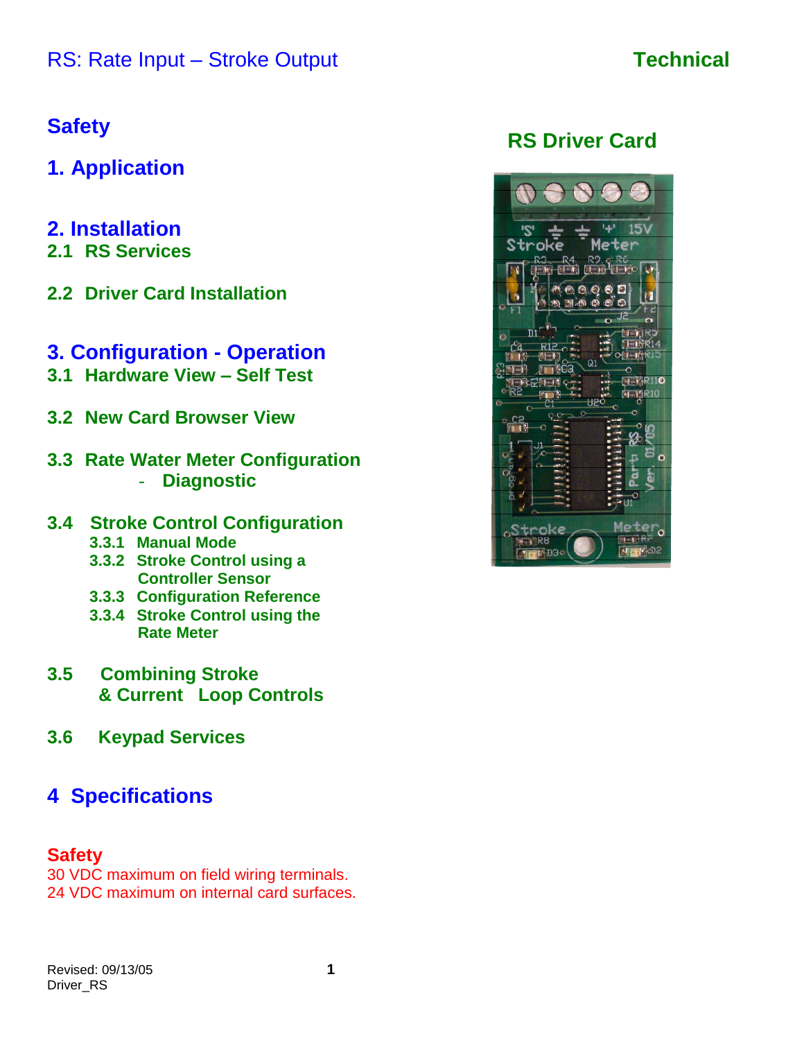RS: Rate Input – Stroke Output

**Technical**

## Safety

## 1. Application

## 2. Installation

### 2.1 RS Services

### 2.2 Driver Card Installation

## 3. Configuration - Operation

### 3.1 Hardware View – Self Test

### 3.2 New Card Browser View

### 3.3 Rate Water Meter Configuration - Diagnostic

### 3.4 Stroke Control Configuration

- 3.3.1 Manual Mode
- 3.3.2 Stroke Control using a Controller Sensor
- 3.3.3 Configuration Reference
- 3.3.4 Stroke Control using the Rate Meter

### 3.5 Combining Stroke & Current Loop Controls

### 3.6 Keypad Services

## 4 Specifications

**RS Driver Card**

## Safety

30 VDC maximum on field wiring terminals.
24 VDC maximum on internal card surfaces.

Revised: 09/13/05
Driver_RS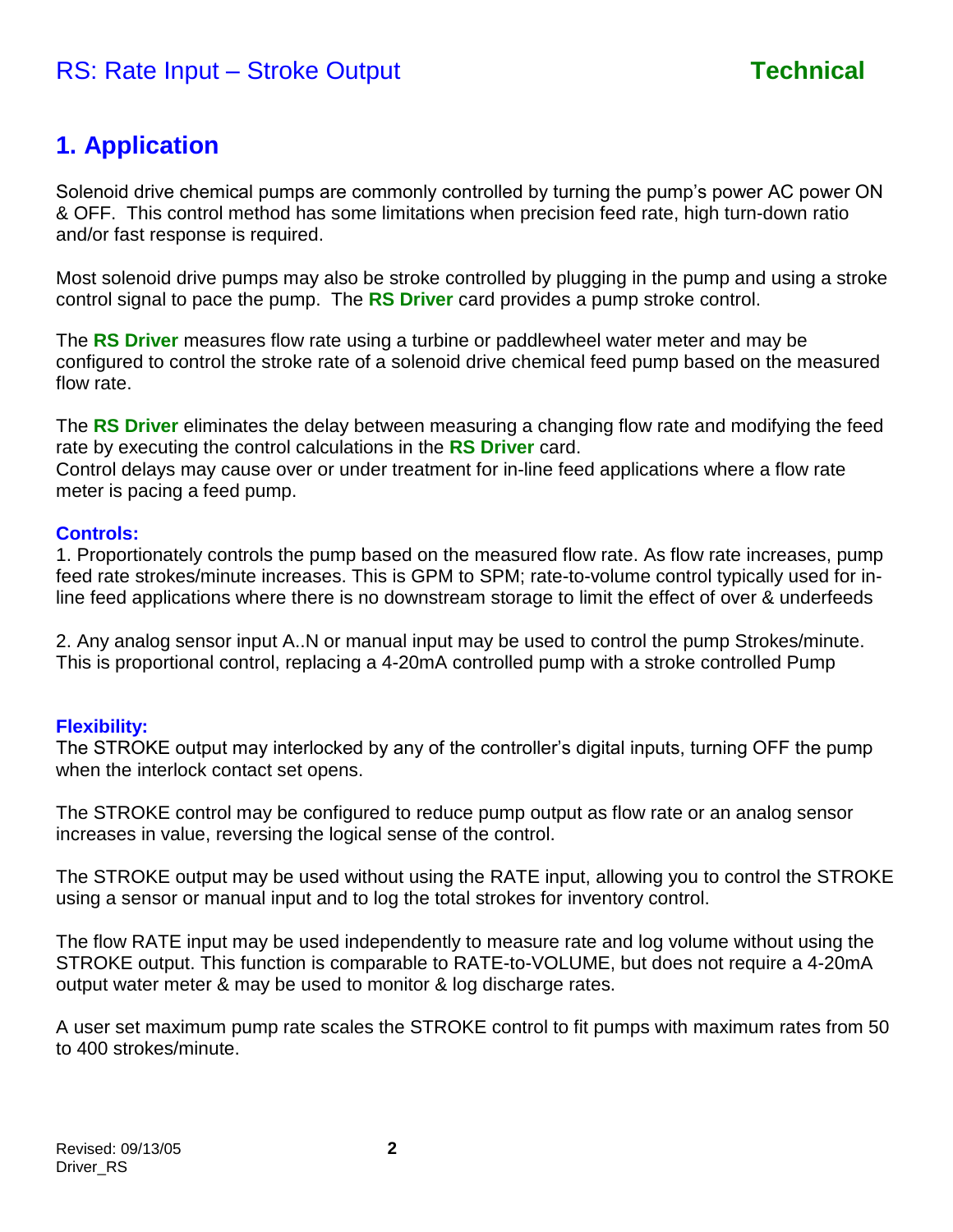## 1. Application

Solenoid drive chemical pumps are commonly controlled by turning the pump's power AC power ON & OFF. This control method has some limitations when precision feed rate, high turn-down ratio and/or fast response is required.

Most solenoid drive pumps may also be stroke controlled by plugging in the pump and using a stroke control signal to pace the pump. The **RS Driver** card provides a pump stroke control.

The **RS Driver** measures flow rate using a turbine or paddlewheel water meter and may be configured to control the stroke rate of a solenoid drive chemical feed pump based on the measured flow rate.

The **RS Driver** eliminates the delay between measuring a changing flow rate and modifying the feed rate by executing the control calculations in the **RS Driver** card.
Control delays may cause over or under treatment for in-line feed applications where a flow rate meter is pacing a feed pump.

**Controls:**

1. Proportionately controls the pump based on the measured flow rate. As flow rate increases, pump feed rate strokes/minute increases. This is GPM to SPM; rate-to-volume control typically used for in-line feed applications where there is no downstream storage to limit the effect of over & underfeeds

2. Any analog sensor input A..N or manual input may be used to control the pump Strokes/minute. This is proportional control, replacing a 4-20mA controlled pump with a stroke controlled Pump

**Flexibility:**

The STROKE output may interlocked by any of the controller's digital inputs, turning OFF the pump when the interlock contact set opens.

The STROKE control may be configured to reduce pump output as flow rate or an analog sensor increases in value, reversing the logical sense of the control.

The STROKE output may be used without using the RATE input, allowing you to control the STROKE using a sensor or manual input and to log the total strokes for inventory control.

The flow RATE input may be used independently to measure rate and log volume without using the STROKE output. This function is comparable to RATE-to-VOLUME, but does not require a 4-20mA output water meter & may be used to monitor & log discharge rates.

A user set maximum pump rate scales the STROKE control to fit pumps with maximum rates from 50 to 400 strokes/minute.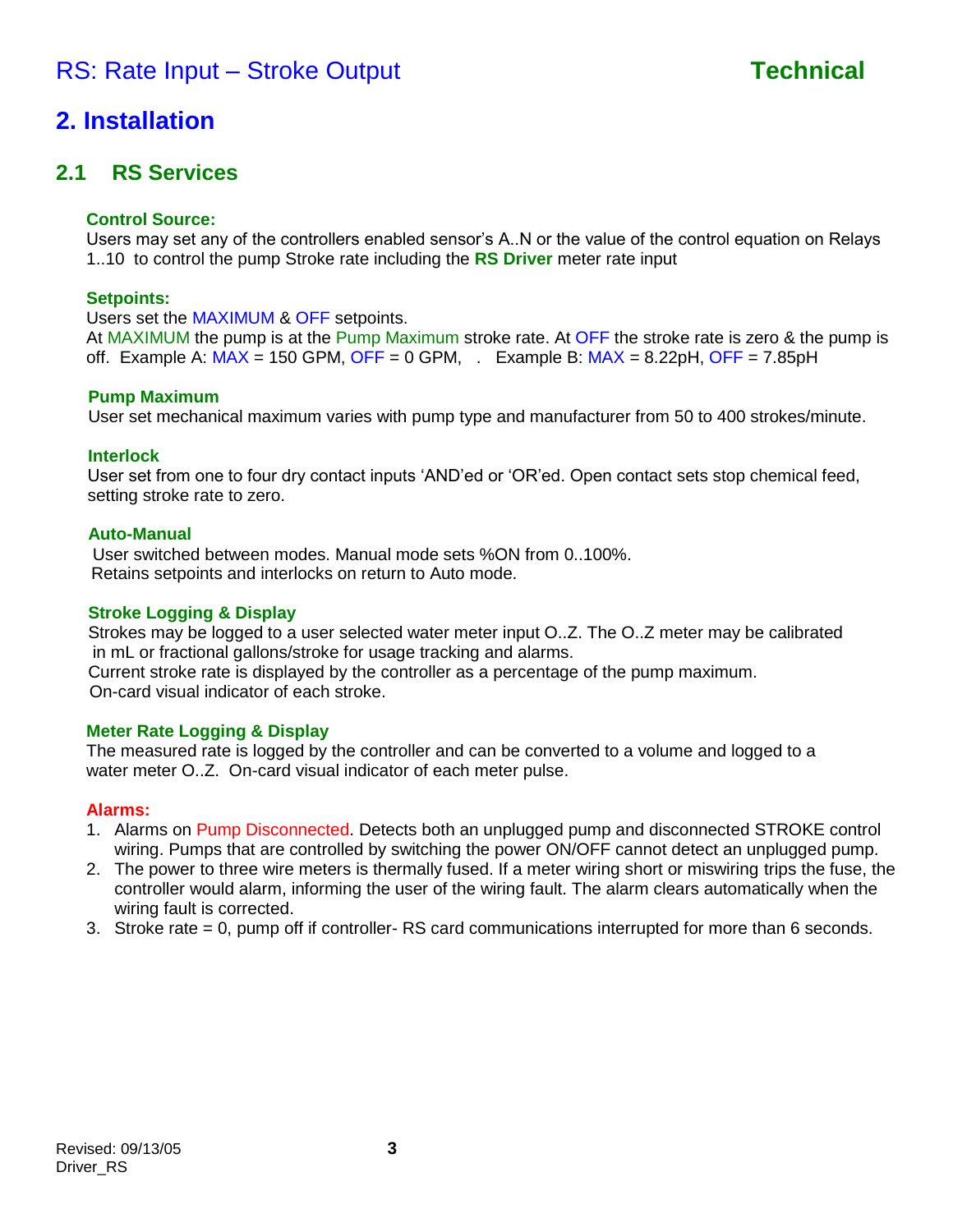## 2. Installation

### 2.1 RS Services

**Control Source:**
Users may set any of the controllers enabled sensor's A..N or the value of the control equation on Relays 1..10 to control the pump Stroke rate including the **RS Driver** meter rate input

**Setpoints:**
Users set the MAXIMUM & OFF setpoints.
At MAXIMUM the pump is at the Pump Maximum stroke rate. At OFF the stroke rate is zero & the pump is off. Example A: MAX = 150 GPM, OFF = 0 GPM, . Example B: MAX = 8.22pH, OFF = 7.85pH

**Pump Maximum**
User set mechanical maximum varies with pump type and manufacturer from 50 to 400 strokes/minute.

**Interlock**
User set from one to four dry contact inputs 'AND'ed or 'OR'ed. Open contact sets stop chemical feed, setting stroke rate to zero.

**Auto-Manual**
User switched between modes. Manual mode sets %ON from 0..100%.
Retains setpoints and interlocks on return to Auto mode.

**Stroke Logging & Display**
Strokes may be logged to a user selected water meter input O..Z. The O..Z meter may be calibrated in mL or fractional gallons/stroke for usage tracking and alarms.
Current stroke rate is displayed by the controller as a percentage of the pump maximum.
On-card visual indicator of each stroke.

**Meter Rate Logging & Display**
The measured rate is logged by the controller and can be converted to a volume and logged to a water meter O..Z. On-card visual indicator of each meter pulse.

**Alarms:**

1. Alarms on Pump Disconnected. Detects both an unplugged pump and disconnected STROKE control wiring. Pumps that are controlled by switching the power ON/OFF cannot detect an unplugged pump.
2. The power to three wire meters is thermally fused. If a meter wiring short or miswiring trips the fuse, the controller would alarm, informing the user of the wiring fault. The alarm clears automatically when the wiring fault is corrected.
3. Stroke rate = 0, pump off if controller- RS card communications interrupted for more than 6 seconds.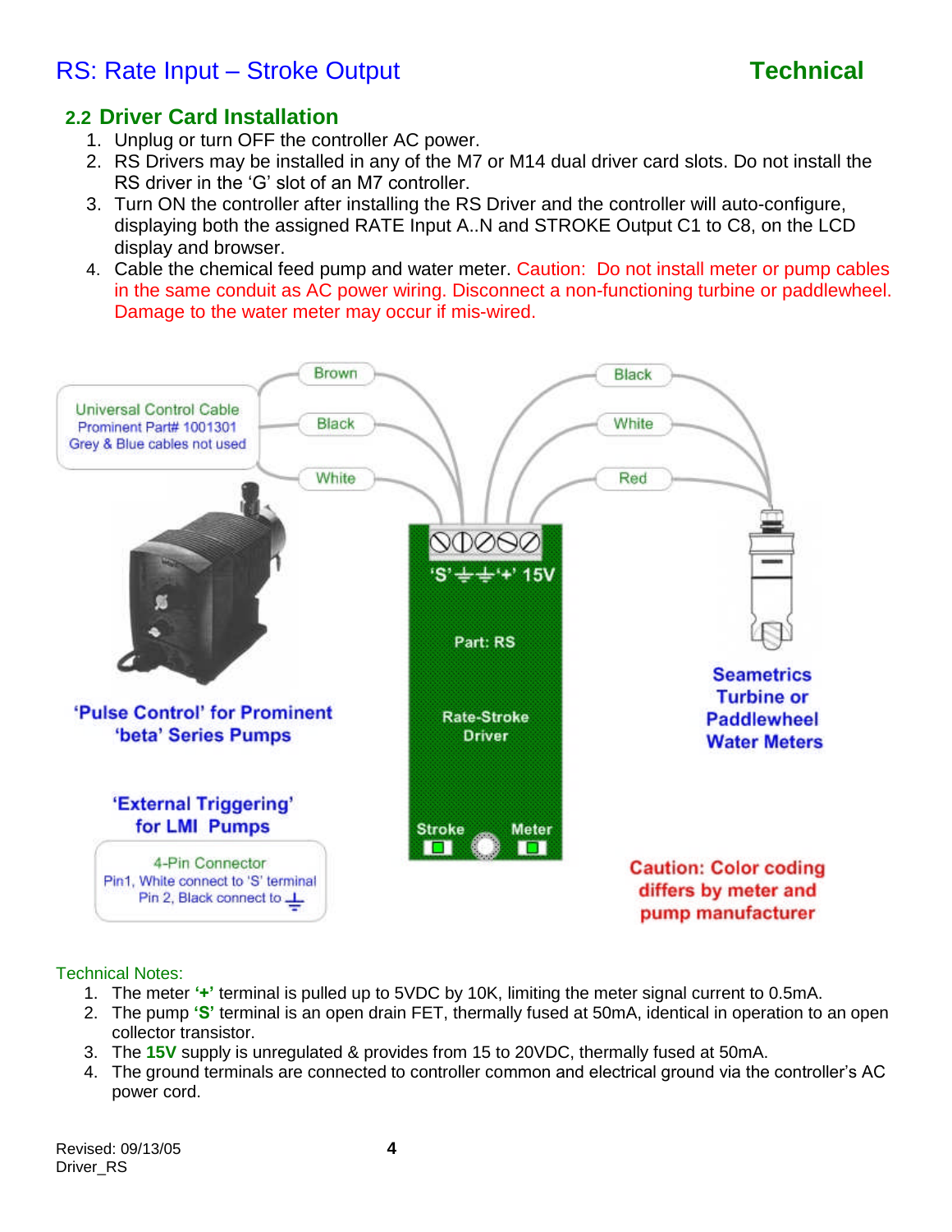# RS: Rate Input – Stroke Output

**Technical**

## 2.2 Driver Card Installation

1. Unplug or turn OFF the controller AC power.
2. RS Drivers may be installed in any of the M7 or M14 dual driver card slots. Do not install the RS driver in the 'G' slot of an M7 controller.
3. Turn ON the controller after installing the RS Driver and the controller will auto-configure, displaying both the assigned RATE Input A..N and STROKE Output C1 to C8, on the LCD display and browser.
4. Cable the chemical feed pump and water meter. Caution: Do not install meter or pump cables in the same conduit as AC power wiring. Disconnect a non-functioning turbine or paddlewheel. Damage to the water meter may occur if mis-wired.

Universal Control Cable
Prominent Part# 1001301
Grey & Blue cables not used

Brown
Black
White

Black
White
Red

'S' ⏚ ⏚ '+' 15V

Part: RS

Rate-Stroke Driver

Stroke Meter

'Pulse Control' for Prominent 'beta' Series Pumps

'External Triggering' for LMI Pumps

4-Pin Connector
Pin1, White connect to 'S' terminal
Pin 2, Black connect to ⏚

Seametrics Turbine or Paddlewheel Water Meters

Caution: Color coding differs by meter and pump manufacturer

Technical Notes:

1. The meter **'+'** terminal is pulled up to 5VDC by 10K, limiting the meter signal current to 0.5mA.
2. The pump **'S'** terminal is an open drain FET, thermally fused at 50mA, identical in operation to an open collector transistor.
3. The **15V** supply is unregulated & provides from 15 to 20VDC, thermally fused at 50mA.
4. The ground terminals are connected to controller common and electrical ground via the controller's AC power cord.

Revised: 09/13/05
Driver_RS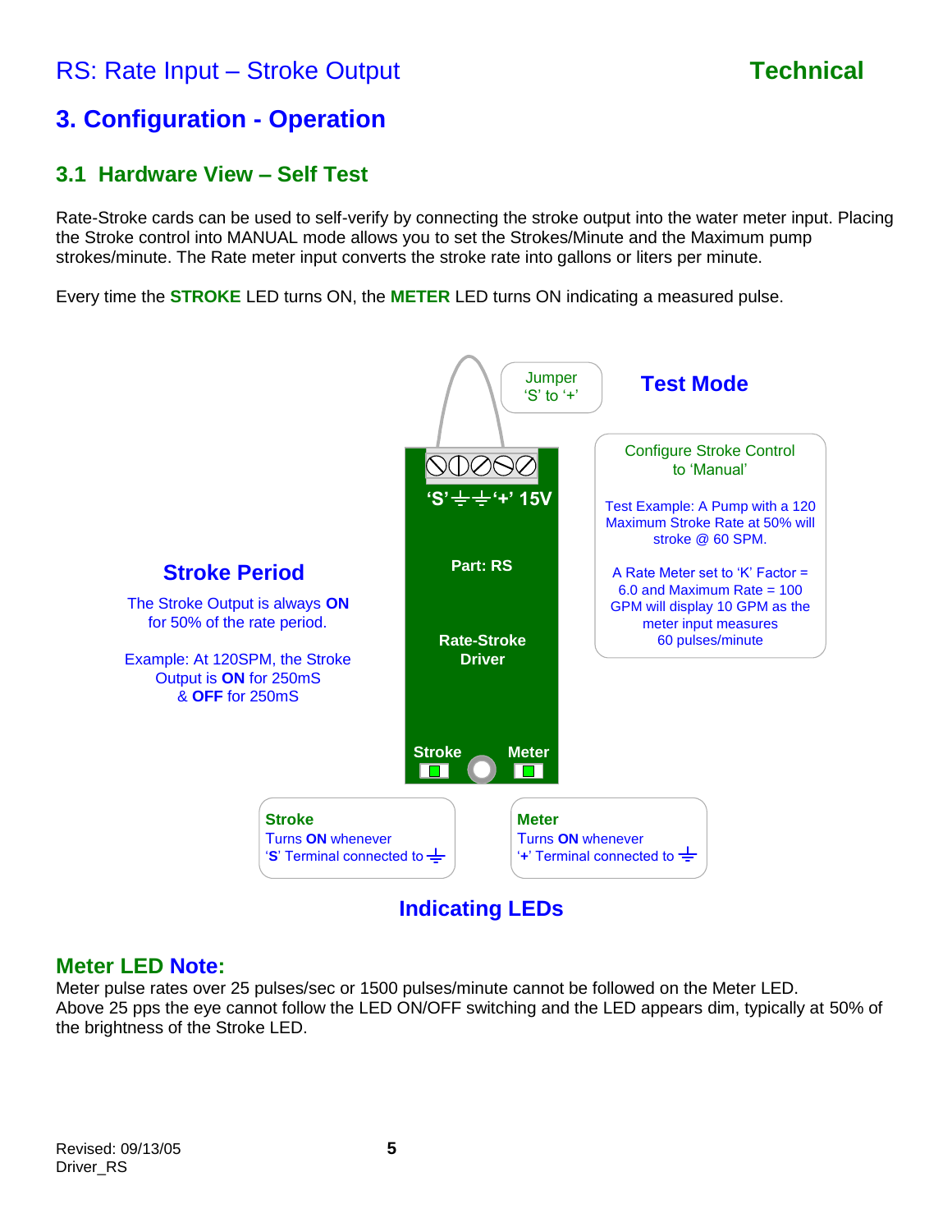# 3. Configuration - Operation

## 3.1 Hardware View – Self Test

Rate-Stroke cards can be used to self-verify by connecting the stroke output into the water meter input. Placing the Stroke control into MANUAL mode allows you to set the Strokes/Minute and the Maximum pump strokes/minute. The Rate meter input converts the stroke rate into gallons or liters per minute.

Every time the **STROKE** LED turns ON, the **METER** LED turns ON indicating a measured pulse.

Jumper 'S' to '+'

**Test Mode**

Configure Stroke Control to 'Manual'

Test Example: A Pump with a 120 Maximum Stroke Rate at 50% will stroke @ 60 SPM.

A Rate Meter set to 'K' Factor = 6.0 and Maximum Rate = 100 GPM will display 10 GPM as the meter input measures 60 pulses/minute

'S' ⏚ ⏚ '+' 15V

Part: RS

Rate-Stroke Driver

Stroke Meter

**Stroke Period**

The Stroke Output is always **ON** for 50% of the rate period.

Example: At 120SPM, the Stroke Output is **ON** for 250mS & **OFF** for 250mS

**Stroke**
Turns **ON** whenever '**S**' Terminal connected to ⏚

**Meter**
Turns **ON** whenever '**+**' Terminal connected to ⏚

**Indicating LEDs**

### Meter LED Note:

Meter pulse rates over 25 pulses/sec or 1500 pulses/minute cannot be followed on the Meter LED.
Above 25 pps the eye cannot follow the LED ON/OFF switching and the LED appears dim, typically at 50% of the brightness of the Stroke LED.

Revised: 09/13/05
Driver_RS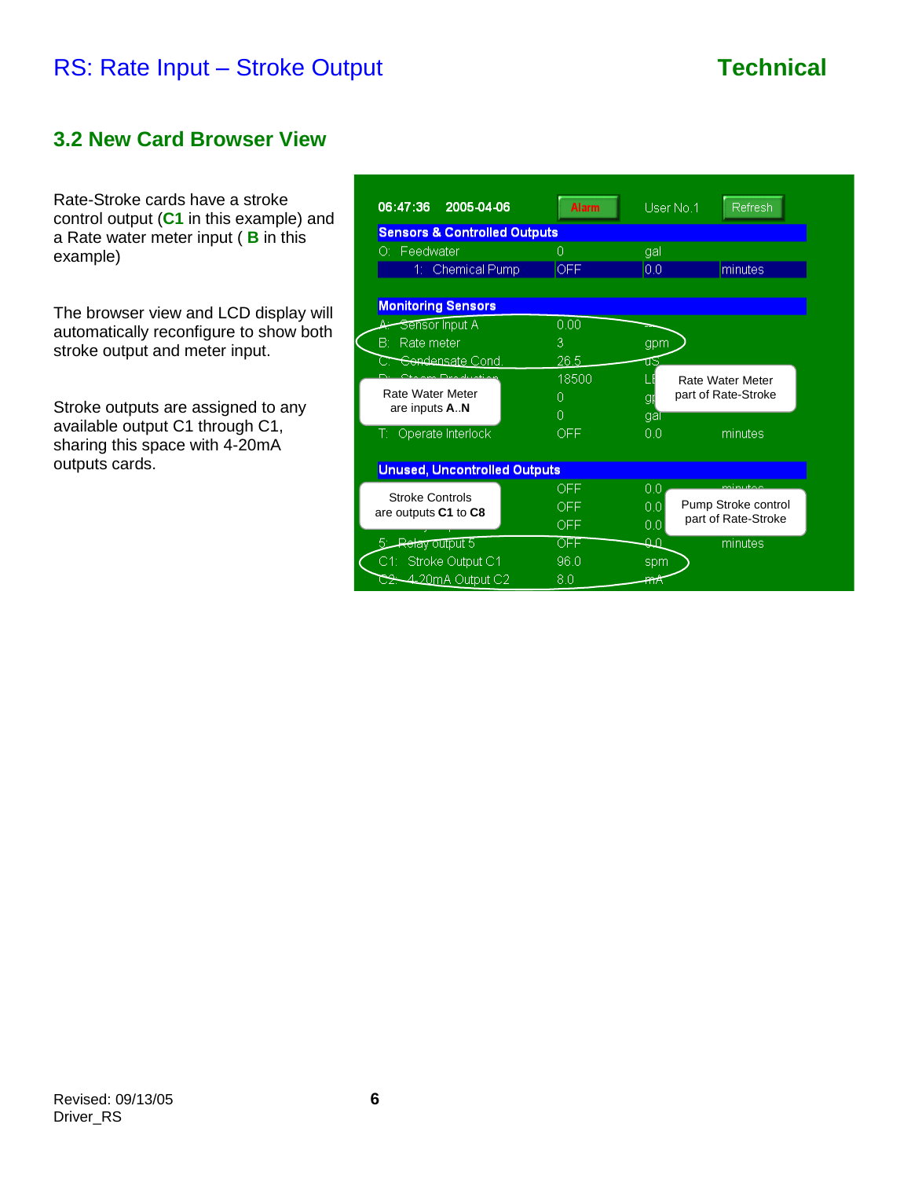## 3.2 New Card Browser View

Rate-Stroke cards have a stroke control output (**C1** in this example) and a Rate water meter input ( **B** in this example)

The browser view and LCD display will automatically reconfigure to show both stroke output and meter input.

Stroke outputs are assigned to any available output C1 through C1, sharing this space with 4-20mA outputs cards.

06:47:36 2005-04-06 Alarm User No.1 Refresh

**Sensors & Controlled Outputs**

| | | | |
|---|---|---|---|
| O: Feedwater | 0 | gal | |
| 1: Chemical Pump | OFF | 0.0 | minutes |

**Monitoring Sensors**

| | | | |
|---|---|---|---|
| A: Sensor Input A | 0.00 | -- | |
| B: Rate meter | 3 | gpm | |
| C: Condensate Cond. | 26.5 | uS | |
| D: Steam Production | 18500 | LB | |
| | 0 | gpm | |
| | 0 | gal | |
| T: Operate Interlock | OFF | 0.0 | minutes |

Rate Water Meter are inputs **A**..**N**

Rate Water Meter part of Rate-Stroke

**Unused, Uncontrolled Outputs**

| | | | |
|---|---|---|---|
| | OFF | 0.0 | minutes |
| | OFF | 0.0 | |
| | OFF | 0.0 | |
| 5: Relay output 5 | OFF | 0.0 | minutes |
| C1: Stroke Output C1 | 96.0 | spm | |
| C2: 4-20mA Output C2 | 8.0 | mA | |

Stroke Controls are outputs **C1** to **C8**

Pump Stroke control part of Rate-Stroke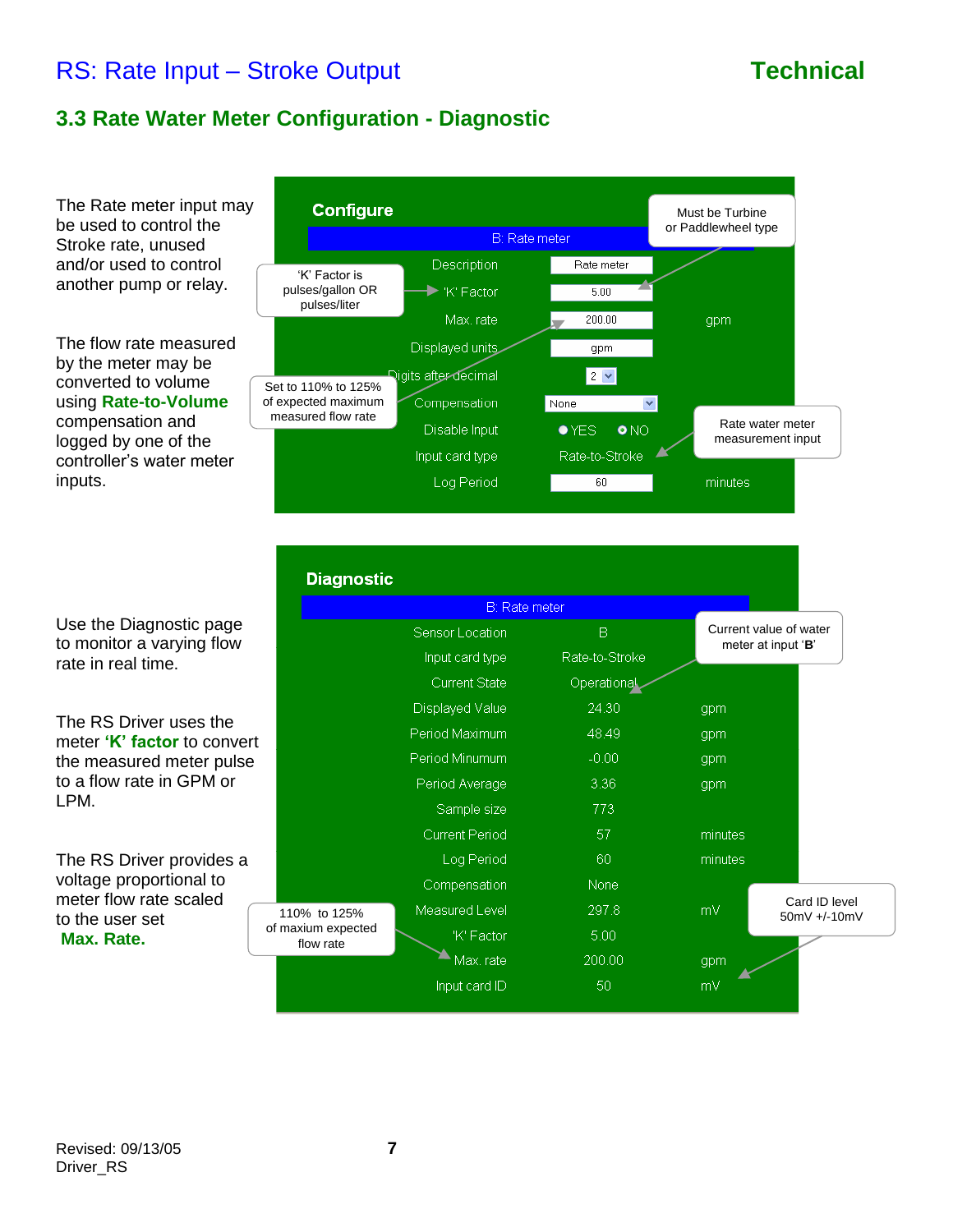# RS: Rate Input – Stroke Output

**Technical**

## 3.3 Rate Water Meter Configuration - Diagnostic

The Rate meter input may be used to control the Stroke rate, unused and/or used to control another pump or relay.

The flow rate measured by the meter may be converted to volume using **Rate-to-Volume** compensation and logged by one of the controller's water meter inputs.

**Configure**

| B: Rate meter | | |
|---|---|---|
| Description | Rate meter | |
| 'K' Factor | 5.00 | |
| Max. rate | 200.00 | gpm |
| Displayed units | gpm | |
| Digits after decimal | 2 | |
| Compensation | None | |
| Disable Input | YES / NO | |
| Input card type | Rate-to-Stroke | |
| Log Period | 60 | minutes |

- 'K' Factor is pulses/gallon OR pulses/liter
- Must be Turbine or Paddlewheel type
- Set to 110% to 125% of expected maximum measured flow rate
- Rate water meter measurement input

Use the Diagnostic page to monitor a varying flow rate in real time.

The RS Driver uses the meter **'K' factor** to convert the measured meter pulse to a flow rate in GPM or LPM.

The RS Driver provides a voltage proportional to meter flow rate scaled to the user set **Max. Rate.**

**Diagnostic**

| B: Rate meter | | |
|---|---|---|
| Sensor Location | B | |
| Input card type | Rate-to-Stroke | |
| Current State | Operational | |
| Displayed Value | 24.30 | gpm |
| Period Maximum | 48.49 | gpm |
| Period Minumum | -0.00 | gpm |
| Period Average | 3.36 | gpm |
| Sample size | 773 | |
| Current Period | 57 | minutes |
| Log Period | 60 | minutes |
| Compensation | None | |
| Measured Level | 297.8 | mV |
| 'K' Factor | 5.00 | |
| Max. rate | 200.00 | gpm |
| Input card ID | 50 | mV |

- Current value of water meter at input 'B'
- 110% to 125% of maxium expected flow rate
- Card ID level 50mV +/-10mV

Revised: 09/13/05
Driver_RS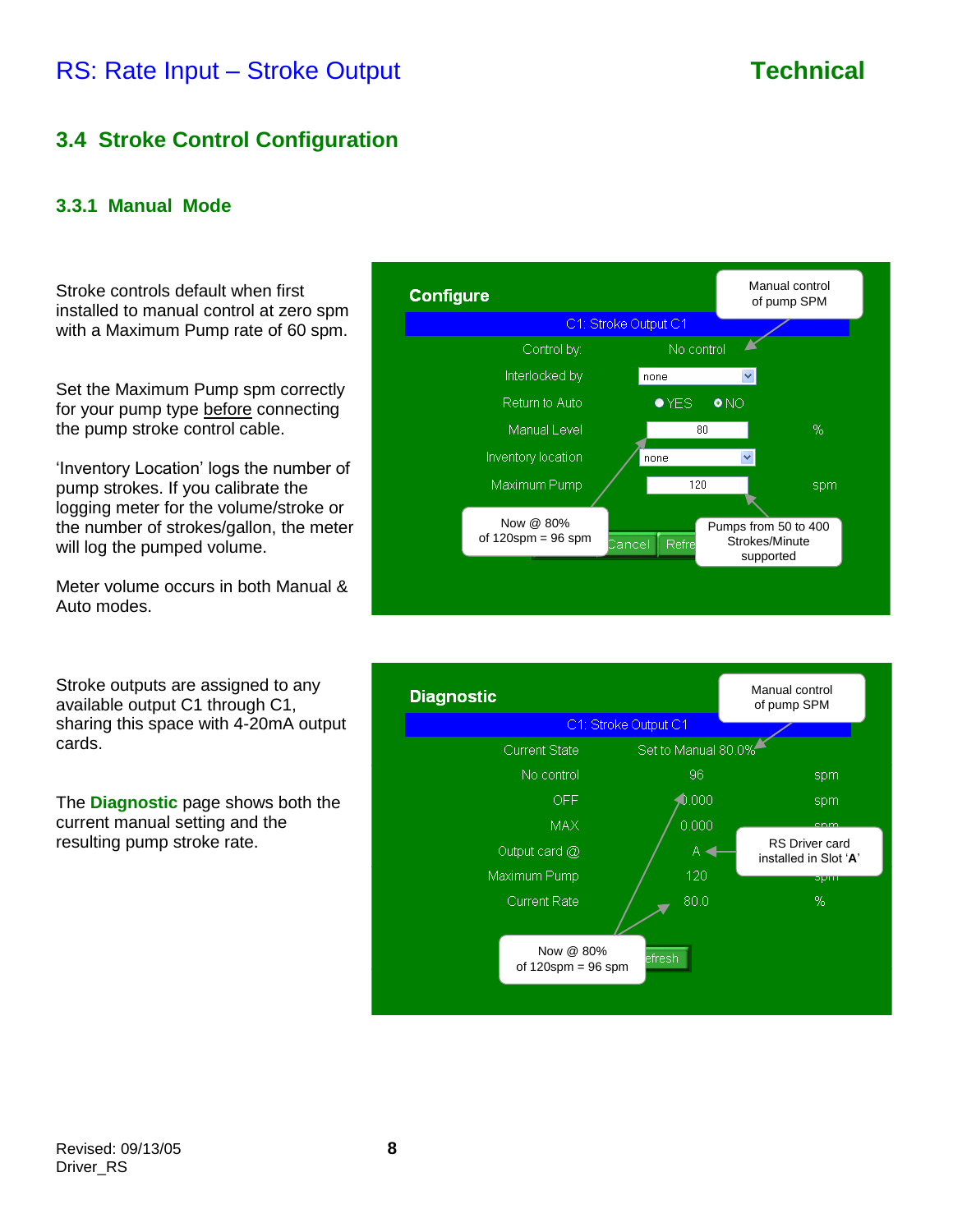## 3.4 Stroke Control Configuration

### 3.3.1 Manual Mode

Stroke controls default when first installed to manual control at zero spm with a Maximum Pump rate of 60 spm.

Set the Maximum Pump spm correctly for your pump type before connecting the pump stroke control cable.

'Inventory Location' logs the number of pump strokes. If you calibrate the logging meter for the volume/stroke or the number of strokes/gallon, the meter will log the pumped volume.

Meter volume occurs in both Manual & Auto modes.

**Configure**

C1: Stroke Output C1

| | | |
|---|---|---|
| Control by: | No control | |
| Interlocked by | none | |
| Return to Auto | YES / NO | |
| Manual Level | 80 | % |
| Inventory location | none | |
| Maximum Pump | 120 | spm |

Manual control of pump SPM

Now @ 80% of 120spm = 96 spm

Pumps from 50 to 400 Strokes/Minute supported

Stroke outputs are assigned to any available output C1 through C1, sharing this space with 4-20mA output cards.

The **Diagnostic** page shows both the current manual setting and the resulting pump stroke rate.

**Diagnostic**

C1: Stroke Output C1

| | | |
|---|---|---|
| Current State | Set to Manual 80.0% | |
| No control | 96 | spm |
| OFF | 0.000 | spm |
| MAX | 0.000 | spm |
| Output card @ | A | |
| Maximum Pump | 120 | spm |
| Current Rate | 80.0 | % |

Manual control of pump SPM

RS Driver card installed in Slot '**A**'

Now @ 80% of 120spm = 96 spm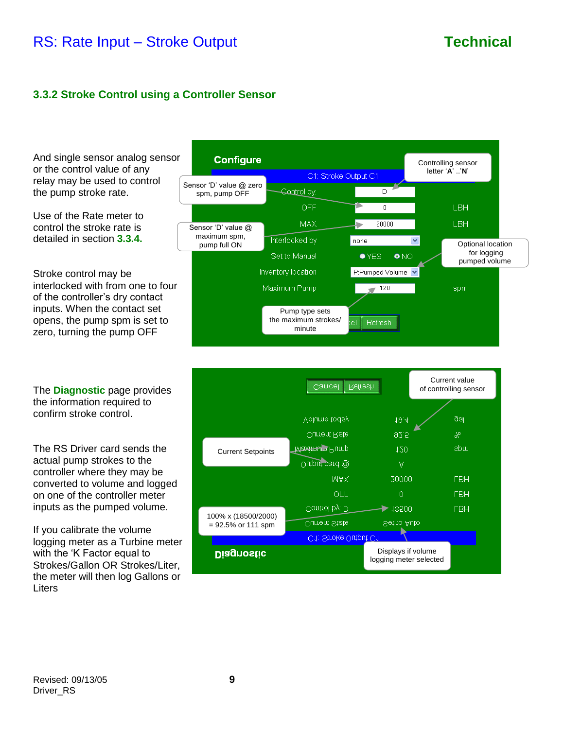## 3.3.2 Stroke Control using a Controller Sensor

And single sensor analog sensor or the control value of any relay may be used to control the pump stroke rate.

Use of the Rate meter to control the stroke rate is detailed in section **3.3.4.**

Stroke control may be interlocked with from one to four of the controller's dry contact inputs. When the contact set opens, the pump spm is set to zero, turning the pump OFF

**Configure**

C1: Stroke Output C1

| | | |
|---|---|---|
| Control by | D | |
| OFF | 0 | LBH |
| MAX | 20000 | LBH |
| Interlocked by | none | |
| Set to Manual | ○ YES ◉ NO | |
| Inventory location | P:Pumped Volume | |
| Maximum Pump | 120 | spm |

Cancel | Refresh

Callouts:
- Controlling sensor letter 'A' ..'N'
- Sensor 'D' value @ zero spm, pump OFF
- Sensor 'D' value @ maximum spm, pump full ON
- Optional location for logging pumped volume
- Pump type sets the maximum strokes/ minute

The **Diagnostic** page provides the information required to confirm stroke control.

The RS Driver card sends the actual pump strokes to the controller where they may be converted to volume and logged on one of the controller meter inputs as the pumped volume.

If you calibrate the volume logging meter as a Turbine meter with the 'K Factor equal to Strokes/Gallon OR Strokes/Liter, the meter will then log Gallons or Liters

**Diagnostic**

C1: Stroke Output C1

| | | |
|---|---|---|
| Current State | Set to Auto | |
| Control by: D | 18500 | LBH |
| OFF | 0 | LBH |
| MAX | 20000 | LBH |
| Output card @ | A | |
| Maximum Pump | 120 | spm |
| Current Rate | 92.5 | % |
| Volume today | 18.4 | gal |

Cancel | Refresh

Callouts:
- Current value of controlling sensor
- Current Setpoints
- 100% x (18500/2000) = 92.5% or 111 spm
- Displays if volume logging meter selected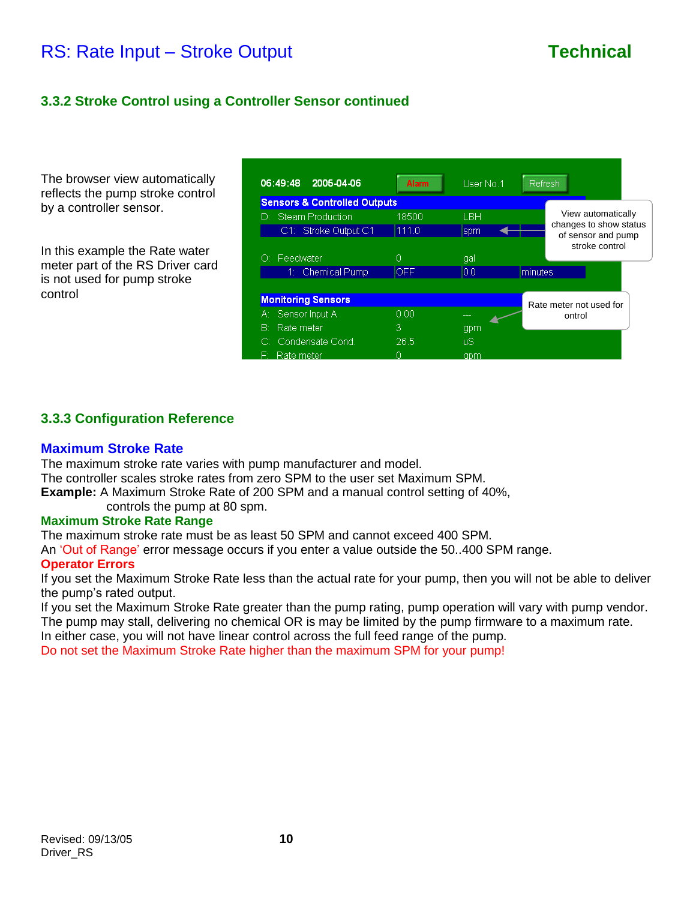### 3.3.2 Stroke Control using a Controller Sensor continued

The browser view automatically reflects the pump stroke control by a controller sensor.

In this example the Rate water meter part of the RS Driver card is not used for pump stroke control

| 06:49:48 2005-04-06 | Alarm | User No.1 | Refresh |
|---|---|---|---|
| **Sensors & Controlled Outputs** | | | |
| D: Steam Production | 18500 | LBH | |
| C1: Stroke Output C1 | 111.0 | spm | |
| O: Feedwater | 0 | gal | |
| 1: Chemical Pump | OFF | 0.0 | minutes |
| **Monitoring Sensors** | | | |
| A: Sensor Input A | 0.00 | --- | |
| B: Rate meter | 3 | gpm | |
| C: Condensate Cond. | 26.5 | uS | |
| F: Rate meter | 0 | gpm | |

View automatically changes to show status of sensor and pump stroke control

Rate meter not used for ontrol

### 3.3.3 Configuration Reference

## Maximum Stroke Rate

The maximum stroke rate varies with pump manufacturer and model.
The controller scales stroke rates from zero SPM to the user set Maximum SPM.
**Example:** A Maximum Stroke Rate of 200 SPM and a manual control setting of 40%, controls the pump at 80 spm.

**Maximum Stroke Rate Range**

The maximum stroke rate must be as least 50 SPM and cannot exceed 400 SPM.
An 'Out of Range' error message occurs if you enter a value outside the 50..400 SPM range.

**Operator Errors**

If you set the Maximum Stroke Rate less than the actual rate for your pump, then you will not be able to deliver the pump's rated output.
If you set the Maximum Stroke Rate greater than the pump rating, pump operation will vary with pump vendor. The pump may stall, delivering no chemical OR is may be limited by the pump firmware to a maximum rate. In either case, you will not have linear control across the full feed range of the pump.
Do not set the Maximum Stroke Rate higher than the maximum SPM for your pump!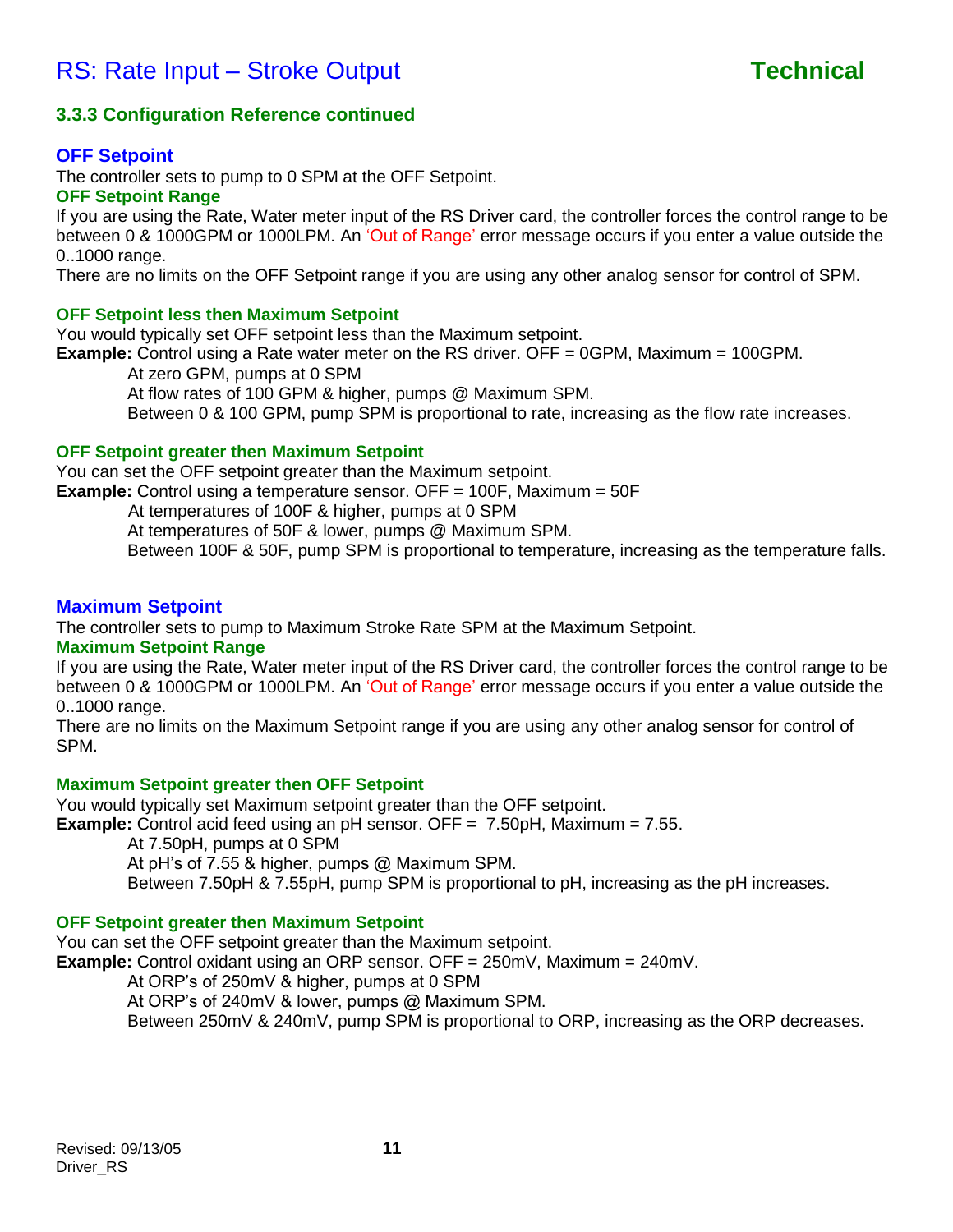## 3.3.3 Configuration Reference continued

### OFF Setpoint

The controller sets to pump to 0 SPM at the OFF Setpoint.

#### OFF Setpoint Range

If you are using the Rate, Water meter input of the RS Driver card, the controller forces the control range to be between 0 & 1000GPM or 1000LPM. An 'Out of Range' error message occurs if you enter a value outside the 0..1000 range.

There are no limits on the OFF Setpoint range if you are using any other analog sensor for control of SPM.

#### OFF Setpoint less then Maximum Setpoint

You would typically set OFF setpoint less than the Maximum setpoint.

**Example:** Control using a Rate water meter on the RS driver. OFF = 0GPM, Maximum = 100GPM.

At zero GPM, pumps at 0 SPM
At flow rates of 100 GPM & higher, pumps @ Maximum SPM.
Between 0 & 100 GPM, pump SPM is proportional to rate, increasing as the flow rate increases.

#### OFF Setpoint greater then Maximum Setpoint

You can set the OFF setpoint greater than the Maximum setpoint.

**Example:** Control using a temperature sensor. OFF = 100F, Maximum = 50F

At temperatures of 100F & higher, pumps at 0 SPM
At temperatures of 50F & lower, pumps @ Maximum SPM.
Between 100F & 50F, pump SPM is proportional to temperature, increasing as the temperature falls.

### Maximum Setpoint

The controller sets to pump to Maximum Stroke Rate SPM at the Maximum Setpoint.

#### Maximum Setpoint Range

If you are using the Rate, Water meter input of the RS Driver card, the controller forces the control range to be between 0 & 1000GPM or 1000LPM. An 'Out of Range' error message occurs if you enter a value outside the 0..1000 range.

There are no limits on the Maximum Setpoint range if you are using any other analog sensor for control of SPM.

#### Maximum Setpoint greater then OFF Setpoint

You would typically set Maximum setpoint greater than the OFF setpoint.

**Example:** Control acid feed using an pH sensor. OFF = 7.50pH, Maximum = 7.55.

At 7.50pH, pumps at 0 SPM
At pH's of 7.55 & higher, pumps @ Maximum SPM.
Between 7.50pH & 7.55pH, pump SPM is proportional to pH, increasing as the pH increases.

#### OFF Setpoint greater then Maximum Setpoint

You can set the OFF setpoint greater than the Maximum setpoint.

**Example:** Control oxidant using an ORP sensor. OFF = 250mV, Maximum = 240mV.

At ORP's of 250mV & higher, pumps at 0 SPM
At ORP's of 240mV & lower, pumps @ Maximum SPM.
Between 250mV & 240mV, pump SPM is proportional to ORP, increasing as the ORP decreases.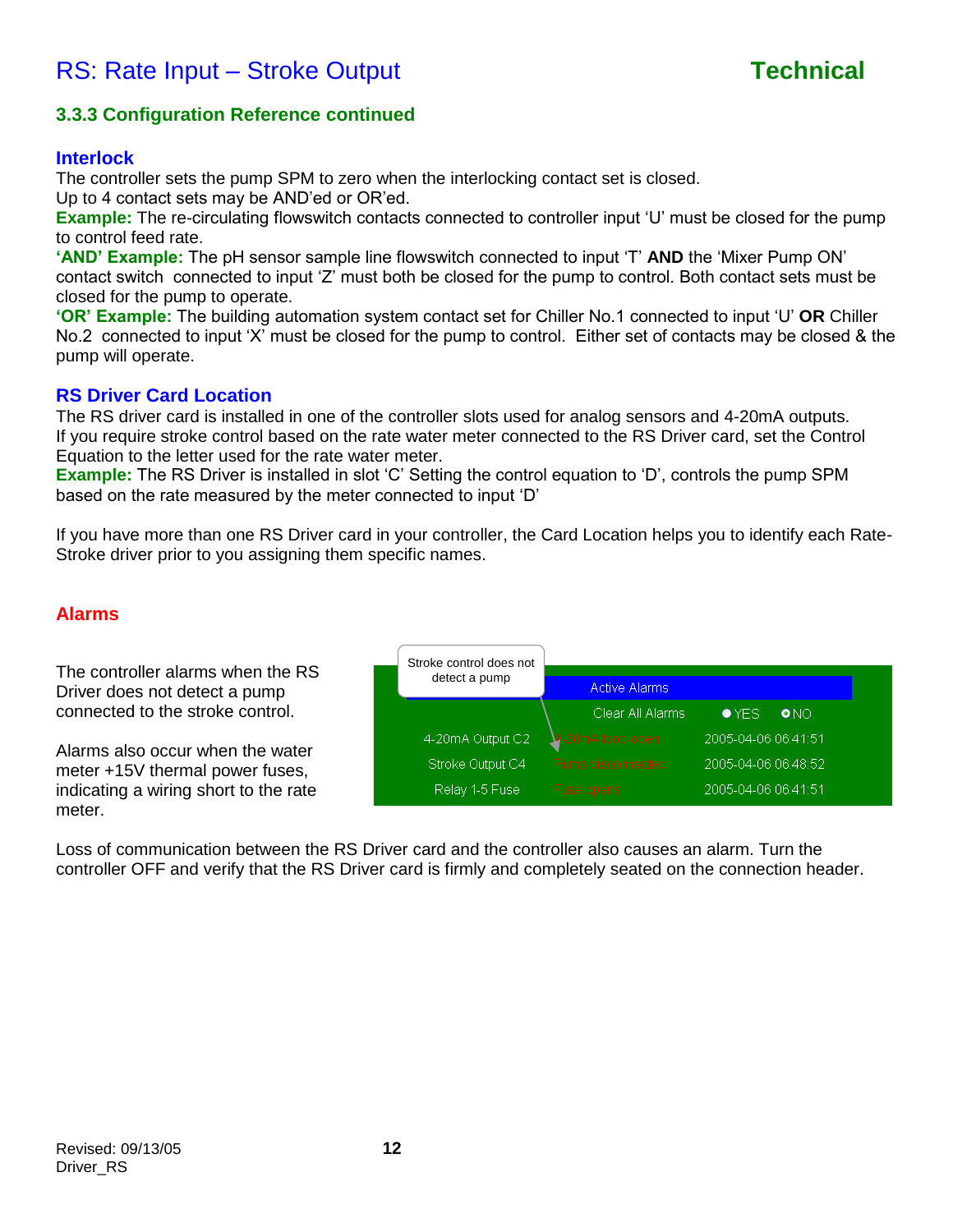## RS: Rate Input – Stroke Output

### 3.3.3 Configuration Reference continued

#### Interlock

The controller sets the pump SPM to zero when the interlocking contact set is closed.
Up to 4 contact sets may be AND'ed or OR'ed.

**Example:** The re-circulating flowswitch contacts connected to controller input 'U' must be closed for the pump to control feed rate.

**'AND' Example:** The pH sensor sample line flowswitch connected to input 'T' **AND** the 'Mixer Pump ON' contact switch connected to input 'Z' must both be closed for the pump to control. Both contact sets must be closed for the pump to operate.

**'OR' Example:** The building automation system contact set for Chiller No.1 connected to input 'U' **OR** Chiller No.2 connected to input 'X' must be closed for the pump to control. Either set of contacts may be closed & the pump will operate.

#### RS Driver Card Location

The RS driver card is installed in one of the controller slots used for analog sensors and 4-20mA outputs. If you require stroke control based on the rate water meter connected to the RS Driver card, set the Control Equation to the letter used for the rate water meter.

**Example:** The RS Driver is installed in slot 'C' Setting the control equation to 'D', controls the pump SPM based on the rate measured by the meter connected to input 'D'

If you have more than one RS Driver card in your controller, the Card Location helps you to identify each Rate-Stroke driver prior to you assigning them specific names.

#### Alarms

The controller alarms when the RS Driver does not detect a pump connected to the stroke control.

Alarms also occur when the water meter +15V thermal power fuses, indicating a wiring short to the rate meter.

Stroke control does not detect a pump

| Active Alarms | | |
|---|---|---|
| Clear All Alarms | YES | NO |
| 4-20mA Output C2 | 4-20mA loop open | 2005-04-06 06:41:51 |
| Stroke Output C4 | Pump disconnected | 2005-04-06 06:48:52 |
| Relay 1-5 Fuse | Fuse open | 2005-04-06 06:41:51 |

Loss of communication between the RS Driver card and the controller also causes an alarm. Turn the controller OFF and verify that the RS Driver card is firmly and completely seated on the connection header.

Revised: 09/13/05
Driver_RS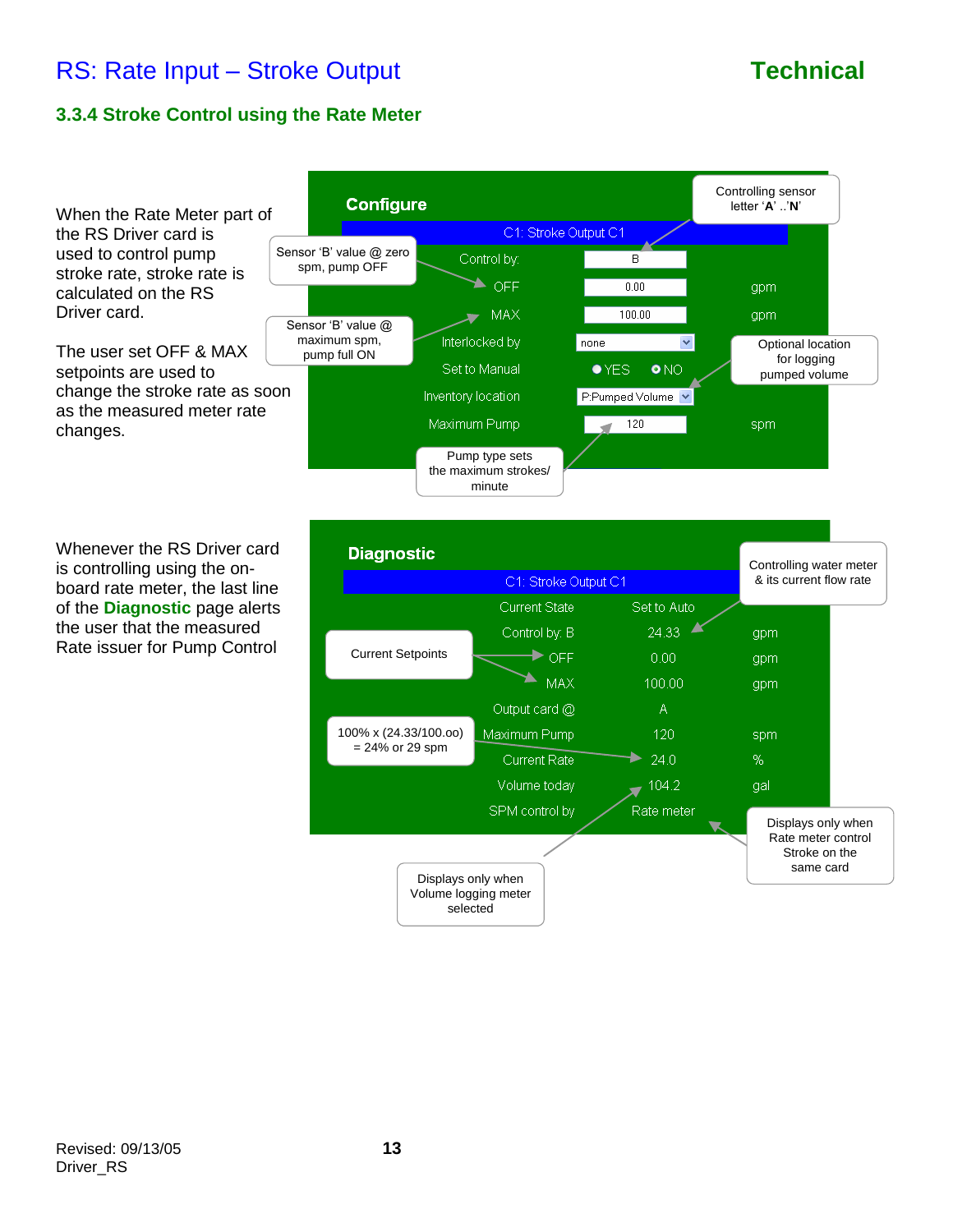# RS: Rate Input – Stroke Output

**Technical**

### 3.3.4 Stroke Control using the Rate Meter

When the Rate Meter part of the RS Driver card is used to control pump stroke rate, stroke rate is calculated on the RS Driver card.

The user set OFF & MAX setpoints are used to change the stroke rate as soon as the measured meter rate changes.

**Configure**

C1: Stroke Output C1

| Field | Value | Unit |
|---|---|---|
| Control by: | B | |
| OFF | 0.00 | gpm |
| MAX | 100.00 | gpm |
| Interlocked by | none | |
| Set to Manual | ● YES ○ NO | |
| Inventory location | P:Pumped Volume | |
| Maximum Pump | 120 | spm |

Callouts:
- Controlling sensor letter '**A**' ..'**N**'
- Sensor 'B' value @ zero spm, pump OFF
- Sensor 'B' value @ maximum spm, pump full ON
- Optional location for logging pumped volume
- Pump type sets the maximum strokes/ minute

Whenever the RS Driver card is controlling using the on-board rate meter, the last line of the **Diagnostic** page alerts the user that the measured Rate issuer for Pump Control

**Diagnostic**

C1: Stroke Output C1

| Field | Value | Unit |
|---|---|---|
| Current State | Set to Auto | |
| Control by: B | 24.33 | gpm |
| OFF | 0.00 | gpm |
| MAX | 100.00 | gpm |
| Output card @ | A | |
| Maximum Pump | 120 | spm |
| Current Rate | 24.0 | % |
| Volume today | 104.2 | gal |
| SPM control by | Rate meter | |

Callouts:
- Controlling water meter & its current flow rate
- Current Setpoints
- 100% x (24.33/100.oo) = 24% or 29 spm
- Displays only when Volume logging meter selected
- Displays only when Rate meter control Stroke on the same card

Revised: 09/13/05
Driver_RS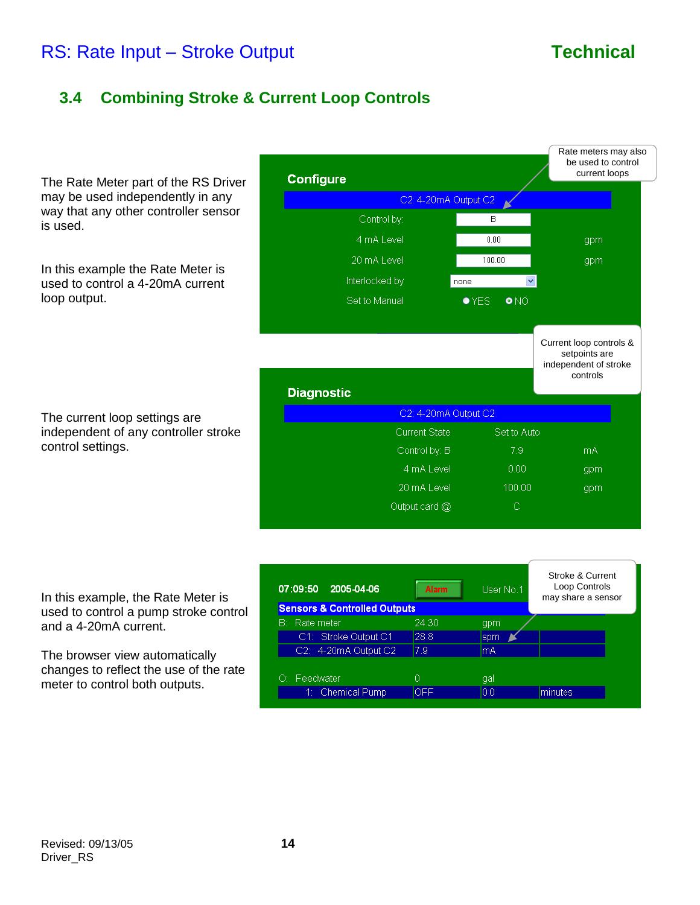## 3.4 Combining Stroke & Current Loop Controls

The Rate Meter part of the RS Driver may be used independently in any way that any other controller sensor is used.

In this example the Rate Meter is used to control a 4-20mA current loop output.

**Configure**

Rate meters may also be used to control current loops

| C2: 4-20mA Output C2 | | |
|---|---|---|
| Control by: | B | |
| 4 mA Level | 0.00 | gpm |
| 20 mA Level | 100.00 | gpm |
| Interlocked by | none | |
| Set to Manual | ○ YES ◉ NO | |

Current loop controls & setpoints are independent of stroke controls

The current loop settings are independent of any controller stroke control settings.

**Diagnostic**

| C2: 4-20mA Output C2 | | |
|---|---|---|
| Current State | Set to Auto | |
| Control by: B | 7.9 | mA |
| 4 mA Level | 0.00 | gpm |
| 20 mA Level | 100.00 | gpm |
| Output card @ | C | |

In this example, the Rate Meter is used to control a pump stroke control and a 4-20mA current.

The browser view automatically changes to reflect the use of the rate meter to control both outputs.

07:09:50 2005-04-06 Alarm User No.1

Stroke & Current Loop Controls may share a sensor

| Sensors & Controlled Outputs | | | |
|---|---|---|---|
| B: Rate meter | 24.30 | gpm | |
| C1: Stroke Output C1 | 28.8 | spm | |
| C2: 4-20mA Output C2 | 7.9 | mA | |
| O: Feedwater | 0 | gal | |
| 1: Chemical Pump | OFF | 0.0 | minutes |

Revised: 09/13/05
Driver_RS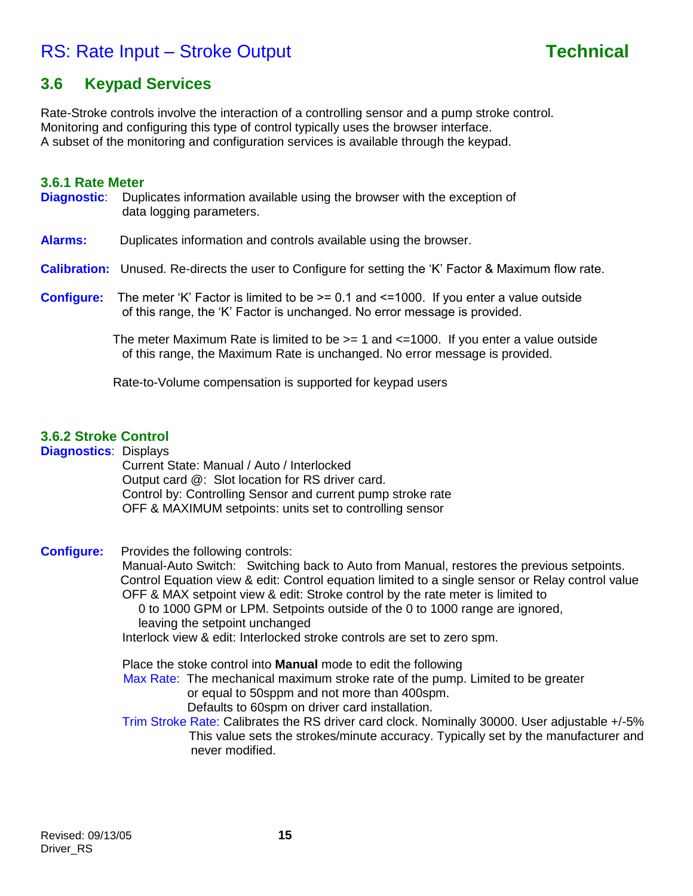## 3.6 Keypad Services

Rate-Stroke controls involve the interaction of a controlling sensor and a pump stroke control.
Monitoring and configuring this type of control typically uses the browser interface.
A subset of the monitoring and configuration services is available through the keypad.

### 3.6.1 Rate Meter

**Diagnostic**: Duplicates information available using the browser with the exception of data logging parameters.

**Alarms:** Duplicates information and controls available using the browser.

**Calibration:** Unused. Re-directs the user to Configure for setting the 'K' Factor & Maximum flow rate.

**Configure:** The meter 'K' Factor is limited to be >= 0.1 and <=1000. If you enter a value outside of this range, the 'K' Factor is unchanged. No error message is provided.

The meter Maximum Rate is limited to be >= 1 and <=1000. If you enter a value outside of this range, the Maximum Rate is unchanged. No error message is provided.

Rate-to-Volume compensation is supported for keypad users

### 3.6.2 Stroke Control

**Diagnostics**: Displays

- Current State: Manual / Auto / Interlocked
- Output card @: Slot location for RS driver card.
- Control by: Controlling Sensor and current pump stroke rate
- OFF & MAXIMUM setpoints: units set to controlling sensor

**Configure:** Provides the following controls:

- Manual-Auto Switch: Switching back to Auto from Manual, restores the previous setpoints.
- Control Equation view & edit: Control equation limited to a single sensor or Relay control value
- OFF & MAX setpoint view & edit: Stroke control by the rate meter is limited to 0 to 1000 GPM or LPM. Setpoints outside of the 0 to 1000 range are ignored, leaving the setpoint unchanged
- Interlock view & edit: Interlocked stroke controls are set to zero spm.

Place the stoke control into **Manual** mode to edit the following

- Max Rate: The mechanical maximum stroke rate of the pump. Limited to be greater or equal to 50sppm and not more than 400spm. Defaults to 60spm on driver card installation.
- Trim Stroke Rate: Calibrates the RS driver card clock. Nominally 30000. User adjustable +/-5% This value sets the strokes/minute accuracy. Typically set by the manufacturer and never modified.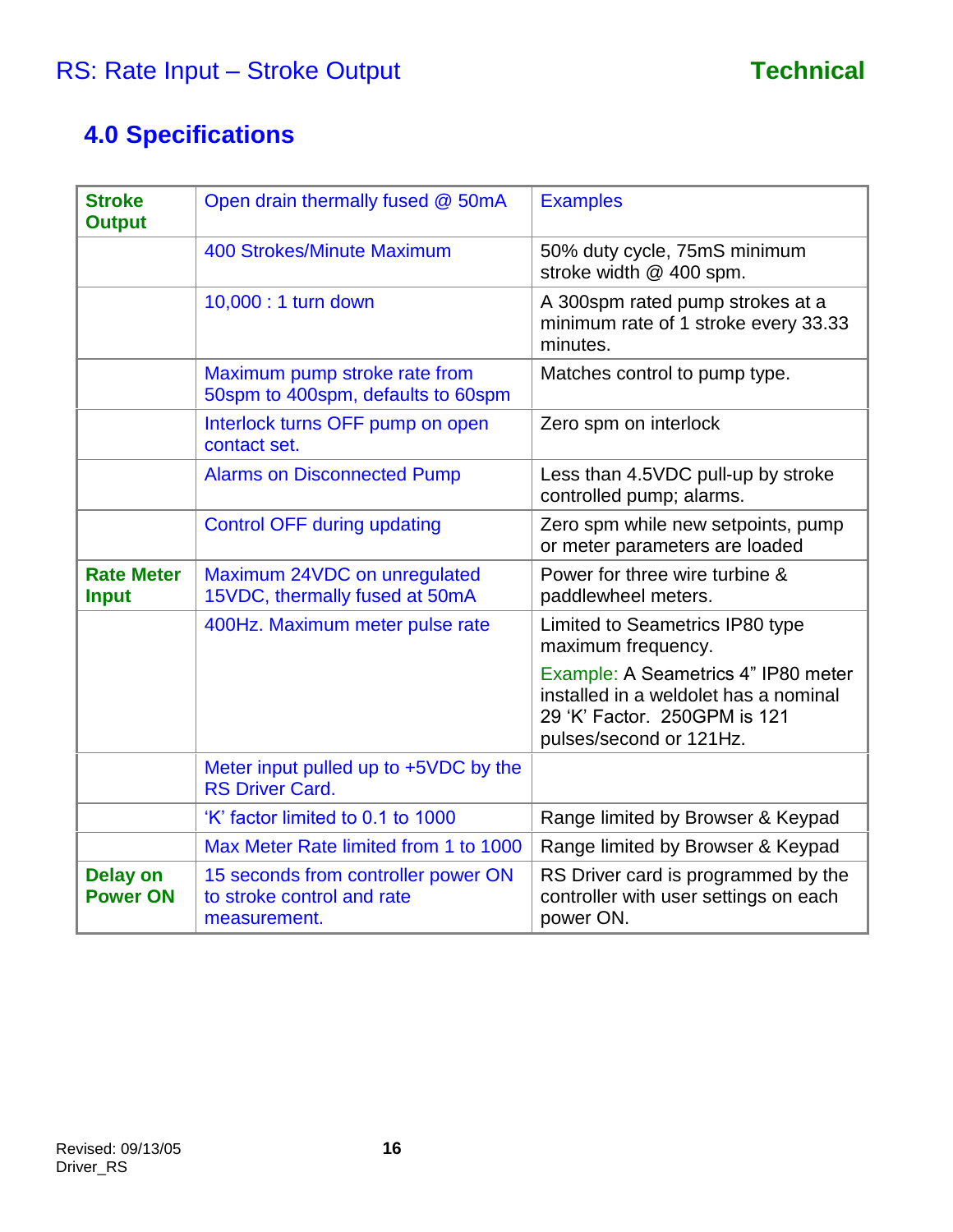## 4.0 Specifications

| | | |
|---|---|---|
| **Stroke Output** | Open drain thermally fused @ 50mA | Examples |
| | 400 Strokes/Minute Maximum | 50% duty cycle, 75mS minimum stroke width @ 400 spm. |
| | 10,000 : 1 turn down | A 300spm rated pump strokes at a minimum rate of 1 stroke every 33.33 minutes. |
| | Maximum pump stroke rate from 50spm to 400spm, defaults to 60spm | Matches control to pump type. |
| | Interlock turns OFF pump on open contact set. | Zero spm on interlock |
| | Alarms on Disconnected Pump | Less than 4.5VDC pull-up by stroke controlled pump; alarms. |
| | Control OFF during updating | Zero spm while new setpoints, pump or meter parameters are loaded |
| **Rate Meter Input** | Maximum 24VDC on unregulated 15VDC, thermally fused at 50mA | Power for three wire turbine & paddlewheel meters. |
| | 400Hz. Maximum meter pulse rate | Limited to Seametrics IP80 type maximum frequency. Example: A Seametrics 4" IP80 meter installed in a weldolet has a nominal 29 'K' Factor. 250GPM is 121 pulses/second or 121Hz. |
| | Meter input pulled up to +5VDC by the RS Driver Card. | |
| | 'K' factor limited to 0.1 to 1000 | Range limited by Browser & Keypad |
| | Max Meter Rate limited from 1 to 1000 | Range limited by Browser & Keypad |
| **Delay on Power ON** | 15 seconds from controller power ON to stroke control and rate measurement. | RS Driver card is programmed by the controller with user settings on each power ON. |

Revised: 09/13/05
Driver_RS